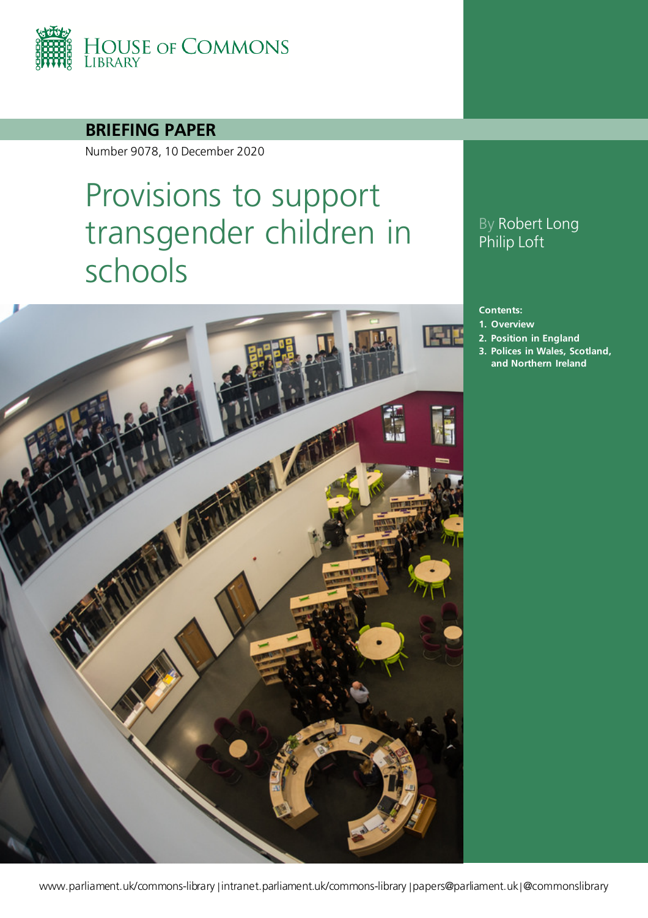HOUSE OF COMMONS LIBRARY

**BRIEFING PAPER**

Number 9078, 10 December 2020

# Provisions to support transgender children in schools

By Robert Long
Philip Loft

**Contents:**

1. **Overview**
2. **Position in England**
3. **Polices in Wales, Scotland, and Northern Ireland**

www.parliament.uk/commons-library | intranet.parliament.uk/commons-library | papers@parliament.uk | @commonslibrary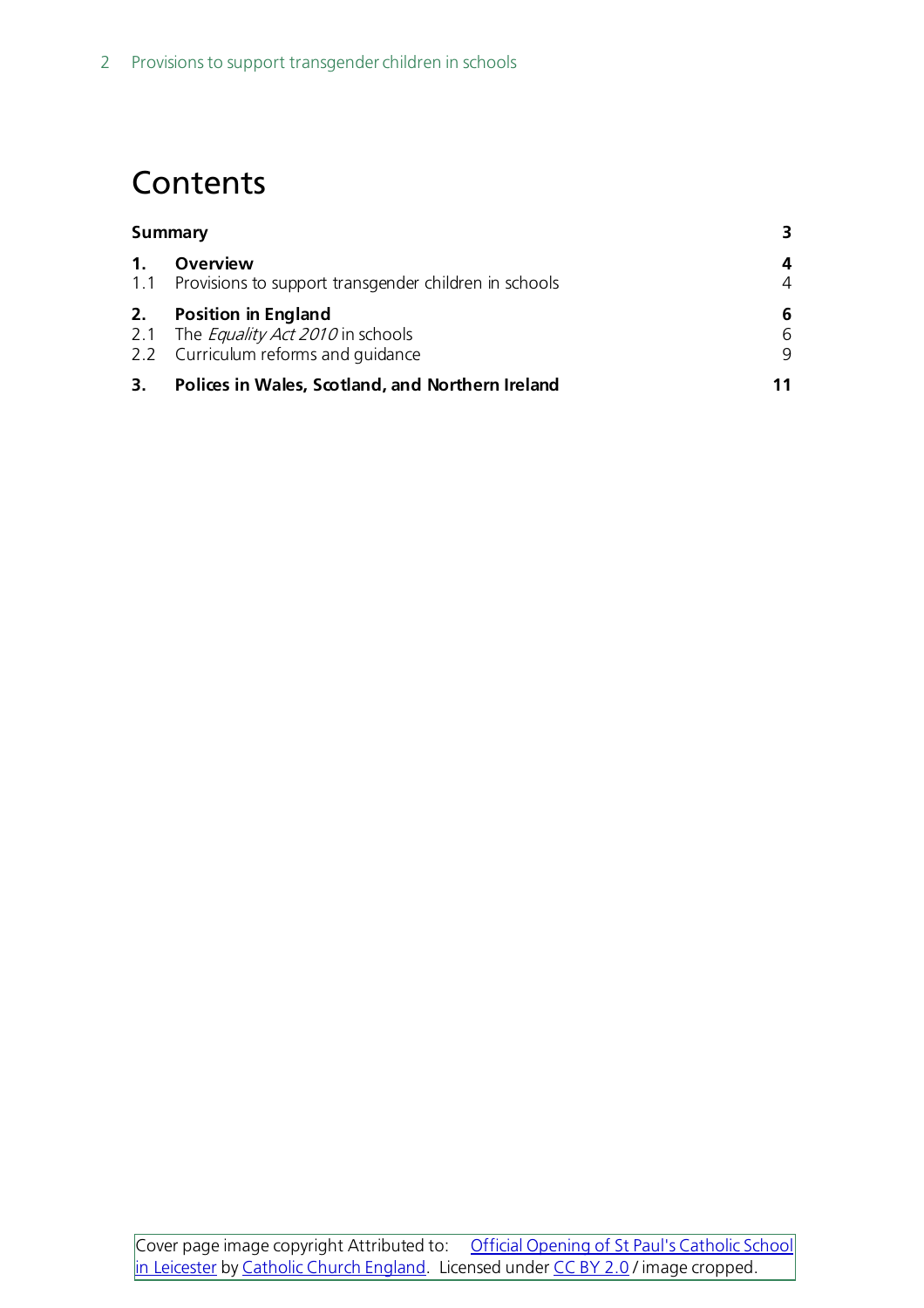# Contents

| | | |
|---|---|---|
| **Summary** | | **3** |
| **1.** | **Overview** | **4** |
| 1.1 | Provisions to support transgender children in schools | 4 |
| **2.** | **Position in England** | **6** |
| 2.1 | The *Equality Act 2010* in schools | 6 |
| 2.2 | Curriculum reforms and guidance | 9 |
| **3.** | **Polices in Wales, Scotland, and Northern Ireland** | **11** |

Cover page image copyright Attributed to: [Official Opening of St Paul's Catholic School in Leicester]() by [Catholic Church England](). Licensed under [CC BY 2.0]() / image cropped.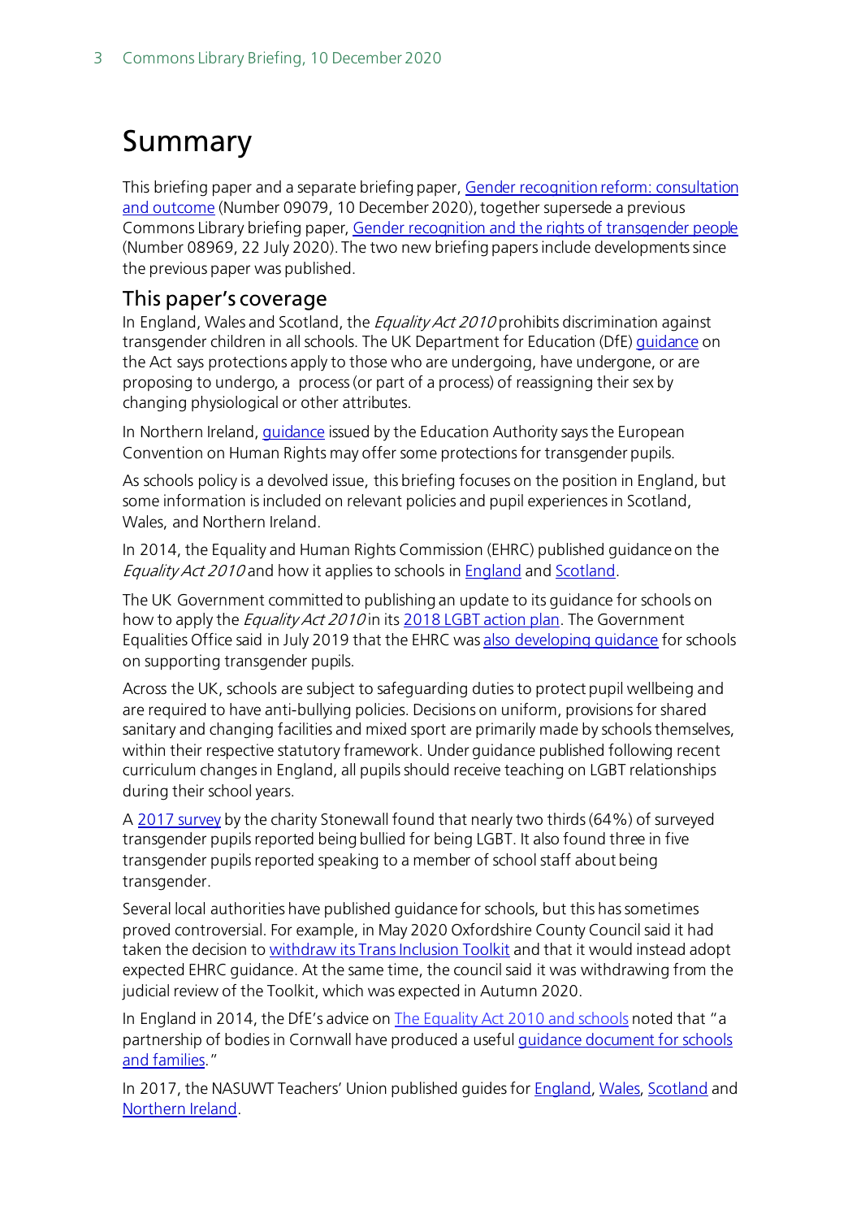# Summary

This briefing paper and a separate briefing paper, Gender recognition reform: consultation and outcome (Number 09079, 10 December 2020), together supersede a previous Commons Library briefing paper, Gender recognition and the rights of transgender people (Number 08969, 22 July 2020). The two new briefing papers include developments since the previous paper was published.

## This paper's coverage

In England, Wales and Scotland, the *Equality Act 2010* prohibits discrimination against transgender children in all schools. The UK Department for Education (DfE) guidance on the Act says protections apply to those who are undergoing, have undergone, or are proposing to undergo, a process (or part of a process) of reassigning their sex by changing physiological or other attributes.

In Northern Ireland, guidance issued by the Education Authority says the European Convention on Human Rights may offer some protections for transgender pupils.

As schools policy is a devolved issue, this briefing focuses on the position in England, but some information is included on relevant policies and pupil experiences in Scotland, Wales, and Northern Ireland.

In 2014, the Equality and Human Rights Commission (EHRC) published guidance on the *Equality Act 2010* and how it applies to schools in England and Scotland.

The UK Government committed to publishing an update to its guidance for schools on how to apply the *Equality Act 2010* in its 2018 LGBT action plan. The Government Equalities Office said in July 2019 that the EHRC was also developing guidance for schools on supporting transgender pupils.

Across the UK, schools are subject to safeguarding duties to protect pupil wellbeing and are required to have anti-bullying policies. Decisions on uniform, provisions for shared sanitary and changing facilities and mixed sport are primarily made by schools themselves, within their respective statutory framework. Under guidance published following recent curriculum changes in England, all pupils should receive teaching on LGBT relationships during their school years.

A 2017 survey by the charity Stonewall found that nearly two thirds (64%) of surveyed transgender pupils reported being bullied for being LGBT. It also found three in five transgender pupils reported speaking to a member of school staff about being transgender.

Several local authorities have published guidance for schools, but this has sometimes proved controversial. For example, in May 2020 Oxfordshire County Council said it had taken the decision to withdraw its Trans Inclusion Toolkit and that it would instead adopt expected EHRC guidance. At the same time, the council said it was withdrawing from the judicial review of the Toolkit, which was expected in Autumn 2020.

In England in 2014, the DfE's advice on The Equality Act 2010 and schools noted that "a partnership of bodies in Cornwall have produced a useful guidance document for schools and families."

In 2017, the NASUWT Teachers' Union published guides for England, Wales, Scotland and Northern Ireland.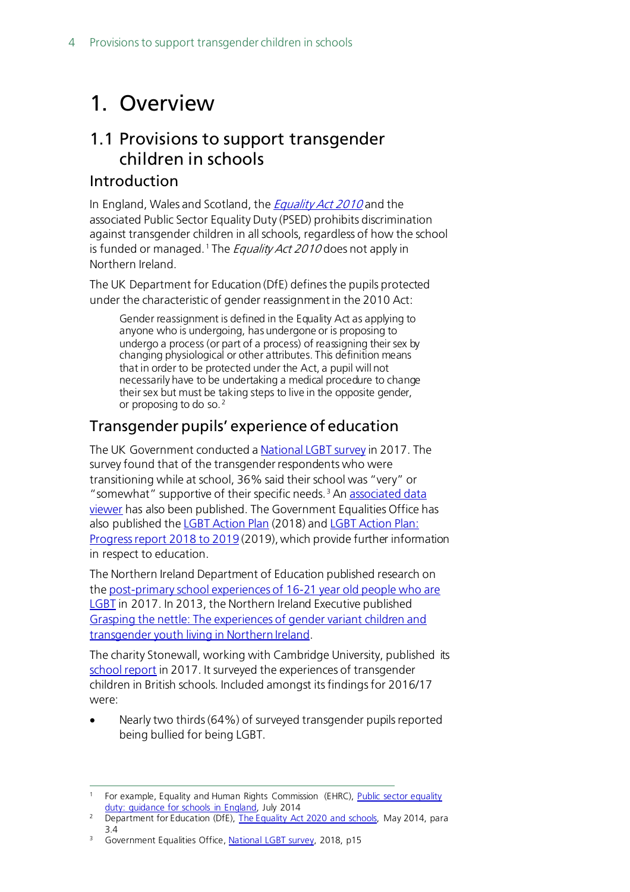# 1. Overview

## 1.1 Provisions to support transgender children in schools

### Introduction

In England, Wales and Scotland, the *Equality Act 2010* and the associated Public Sector Equality Duty (PSED) prohibits discrimination against transgender children in all schools, regardless of how the school is funded or managed.[1] The *Equality Act 2010* does not apply in Northern Ireland.

The UK Department for Education (DfE) defines the pupils protected under the characteristic of gender reassignment in the 2010 Act:

> Gender reassignment is defined in the Equality Act as applying to anyone who is undergoing, has undergone or is proposing to undergo a process (or part of a process) of reassigning their sex by changing physiological or other attributes. This definition means that in order to be protected under the Act, a pupil will not necessarily have to be undertaking a medical procedure to change their sex but must be taking steps to live in the opposite gender, or proposing to do so.[2]

### Transgender pupils' experience of education

The UK Government conducted a National LGBT survey in 2017. The survey found that of the transgender respondents who were transitioning while at school, 36% said their school was "very" or "somewhat" supportive of their specific needs.[3] An associated data viewer has also been published. The Government Equalities Office has also published the LGBT Action Plan (2018) and LGBT Action Plan: Progress report 2018 to 2019 (2019), which provide further information in respect to education.

The Northern Ireland Department of Education published research on the post-primary school experiences of 16-21 year old people who are LGBT in 2017. In 2013, the Northern Ireland Executive published Grasping the nettle: The experiences of gender variant children and transgender youth living in Northern Ireland.

The charity Stonewall, working with Cambridge University, published its school report in 2017. It surveyed the experiences of transgender children in British schools. Included amongst its findings for 2016/17 were:

- Nearly two thirds (64%) of surveyed transgender pupils reported being bullied for being LGBT.

---

[1] For example, Equality and Human Rights Commission (EHRC), Public sector equality duty: guidance for schools in England, July 2014

[2] Department for Education (DfE), The Equality Act 2020 and schools, May 2014, para 3.4

[3] Government Equalities Office, National LGBT survey, 2018, p15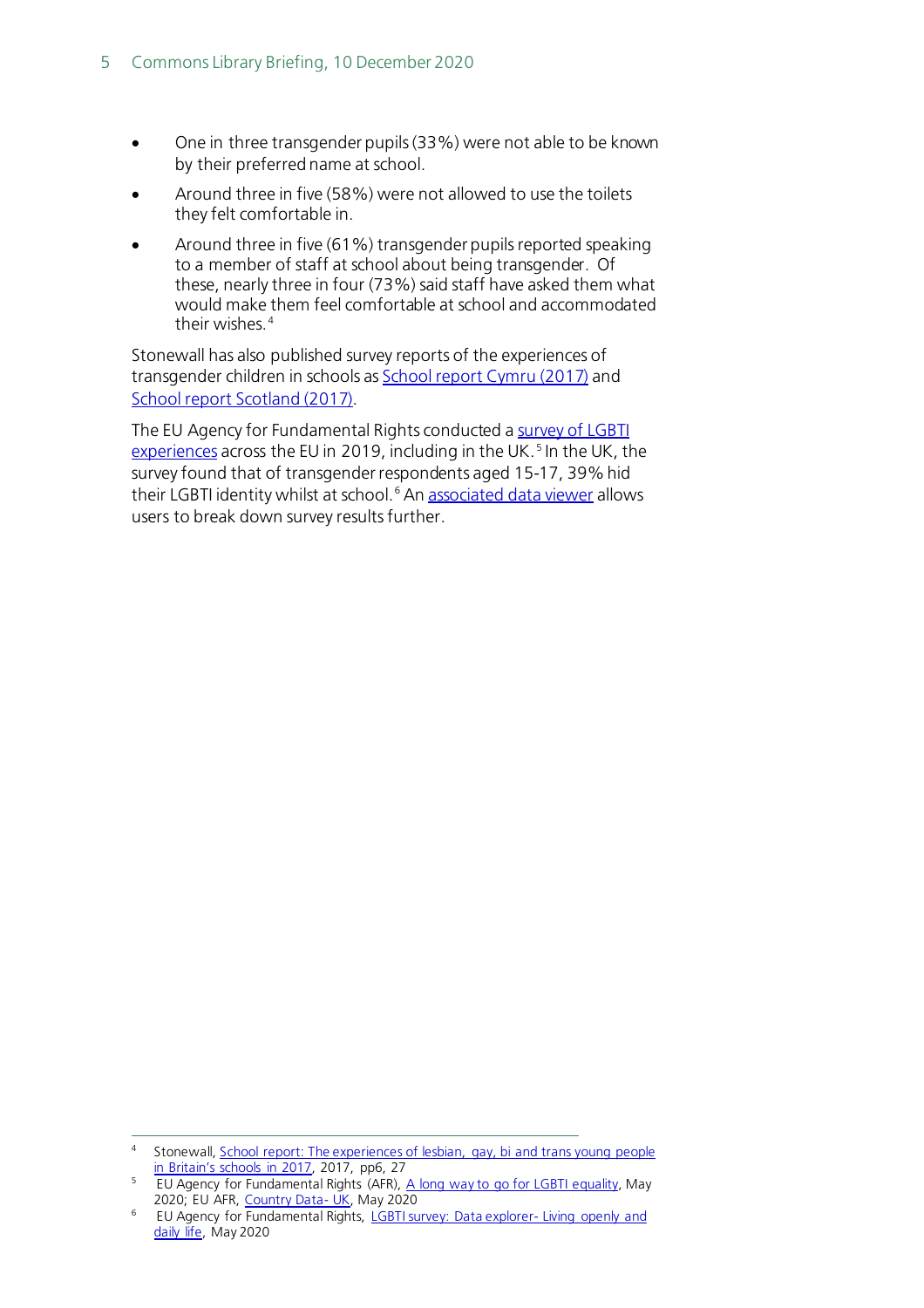- One in three transgender pupils (33%) were not able to be known by their preferred name at school.
- Around three in five (58%) were not allowed to use the toilets they felt comfortable in.
- Around three in five (61%) transgender pupils reported speaking to a member of staff at school about being transgender. Of these, nearly three in four (73%) said staff have asked them what would make them feel comfortable at school and accommodated their wishes.[4]

Stonewall has also published survey reports of the experiences of transgender children in schools as School report Cymru (2017) and School report Scotland (2017).

The EU Agency for Fundamental Rights conducted a survey of LGBTI experiences across the EU in 2019, including in the UK.[5] In the UK, the survey found that of transgender respondents aged 15-17, 39% hid their LGBTI identity whilst at school.[6] An associated data viewer allows users to break down survey results further.

---

[4] Stonewall, School report: The experiences of lesbian, gay, bi and trans young people in Britain's schools in 2017, 2017, pp6, 27

[5] EU Agency for Fundamental Rights (AFR), A long way to go for LGBTI equality, May 2020; EU AFR, Country Data- UK, May 2020

[6] EU Agency for Fundamental Rights, LGBTI survey: Data explorer- Living openly and daily life, May 2020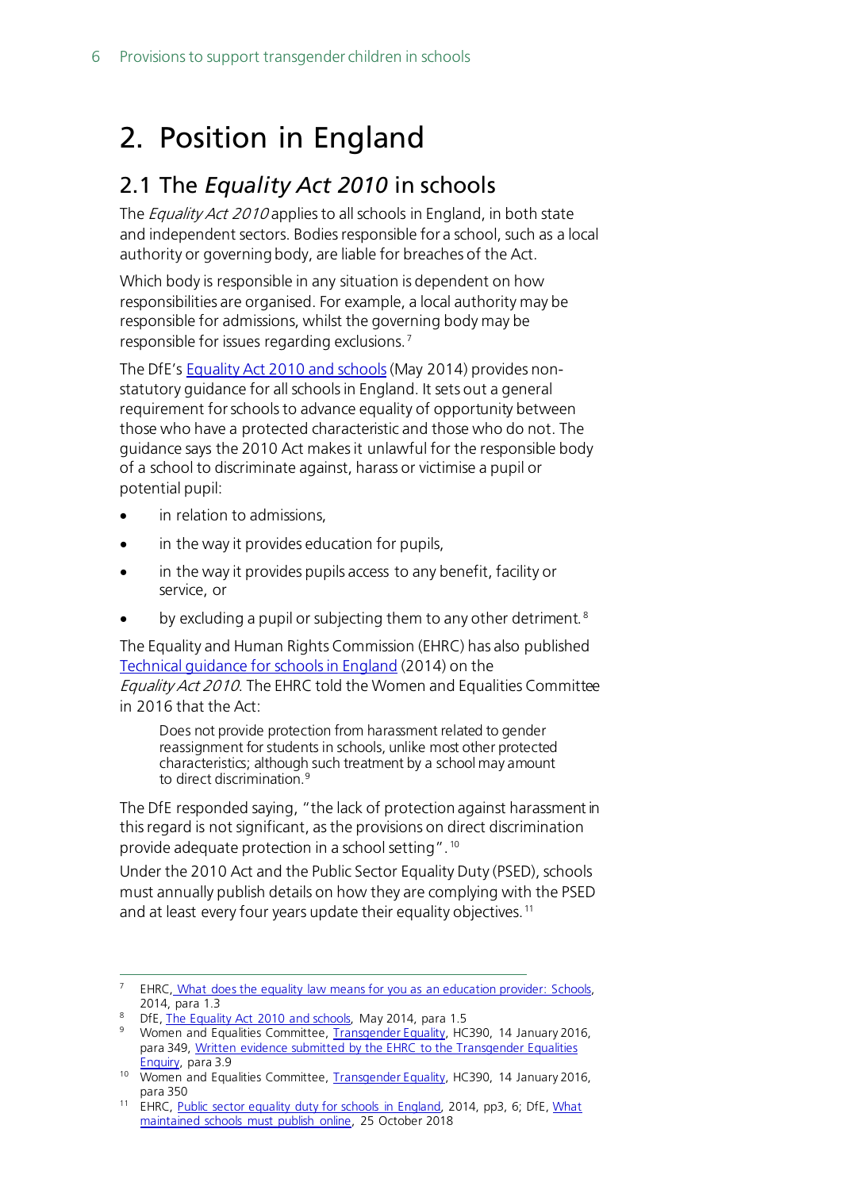# 2. Position in England

## 2.1 The *Equality Act 2010* in schools

The *Equality Act 2010* applies to all schools in England, in both state and independent sectors. Bodies responsible for a school, such as a local authority or governing body, are liable for breaches of the Act.

Which body is responsible in any situation is dependent on how responsibilities are organised. For example, a local authority may be responsible for admissions, whilst the governing body may be responsible for issues regarding exclusions.[7]

The DfE's [Equality Act 2010 and schools](#) (May 2014) provides non-statutory guidance for all schools in England. It sets out a general requirement for schools to advance equality of opportunity between those who have a protected characteristic and those who do not. The guidance says the 2010 Act makes it unlawful for the responsible body of a school to discriminate against, harass or victimise a pupil or potential pupil:

- in relation to admissions,
- in the way it provides education for pupils,
- in the way it provides pupils access to any benefit, facility or service, or
- by excluding a pupil or subjecting them to any other detriment.[8]

The Equality and Human Rights Commission (EHRC) has also published [Technical guidance for schools in England](#) (2014) on the *Equality Act 2010*. The EHRC told the Women and Equalities Committee in 2016 that the Act:

> Does not provide protection from harassment related to gender reassignment for students in schools, unlike most other protected characteristics; although such treatment by a school may amount to direct discrimination.[9]

The DfE responded saying, "the lack of protection against harassment in this regard is not significant, as the provisions on direct discrimination provide adequate protection in a school setting".[10]

Under the 2010 Act and the Public Sector Equality Duty (PSED), schools must annually publish details on how they are complying with the PSED and at least every four years update their equality objectives.[11]

---

[7] EHRC, [What does the equality law means for you as an education provider: Schools](#), 2014, para 1.3

[8] DfE, [The Equality Act 2010 and schools](#), May 2014, para 1.5

[9] Women and Equalities Committee, [Transgender Equality](#), HC390, 14 January 2016, para 349, [Written evidence submitted by the EHRC to the Transgender Equalities Enquiry](#), para 3.9

[10] Women and Equalities Committee, [Transgender Equality](#), HC390, 14 January 2016, para 350

[11] EHRC, [Public sector equality duty for schools in England](#), 2014, pp3, 6; DfE, [What maintained schools must publish online](#), 25 October 2018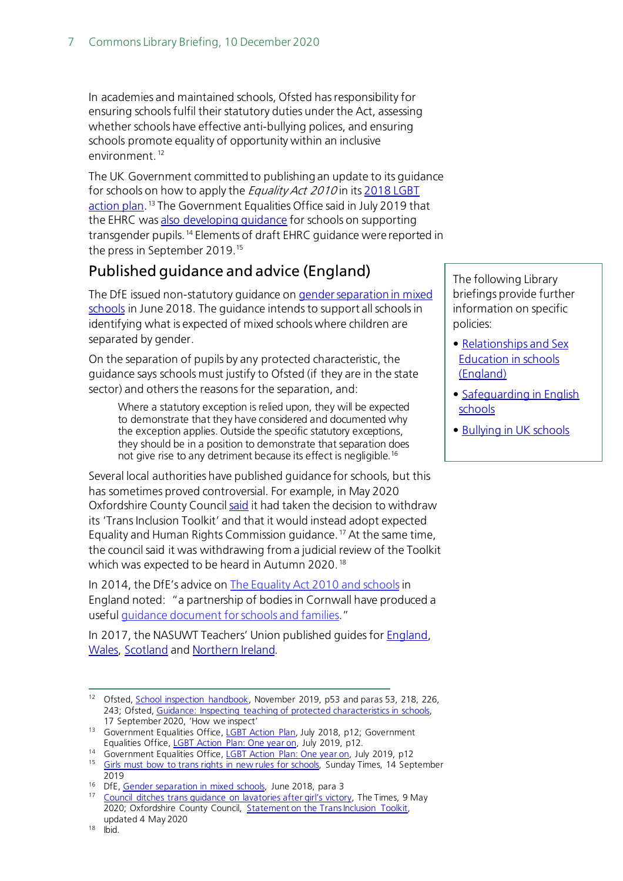In academies and maintained schools, Ofsted has responsibility for ensuring schools fulfil their statutory duties under the Act, assessing whether schools have effective anti-bullying polices, and ensuring schools promote equality of opportunity within an inclusive environment.[12]

The UK Government committed to publishing an update to its guidance for schools on how to apply the *Equality Act 2010* in its 2018 LGBT action plan.[13] The Government Equalities Office said in July 2019 that the EHRC was also developing guidance for schools on supporting transgender pupils.[14] Elements of draft EHRC guidance were reported in the press in September 2019.[15]

## Published guidance and advice (England)

The DfE issued non-statutory guidance on gender separation in mixed schools in June 2018. The guidance intends to support all schools in identifying what is expected of mixed schools where children are separated by gender.

On the separation of pupils by any protected characteristic, the guidance says schools must justify to Ofsted (if they are in the state sector) and others the reasons for the separation, and:

> Where a statutory exception is relied upon, they will be expected to demonstrate that they have considered and documented why the exception applies. Outside the specific statutory exceptions, they should be in a position to demonstrate that separation does not give rise to any detriment because its effect is negligible.[16]

Several local authorities have published guidance for schools, but this has sometimes proved controversial. For example, in May 2020 Oxfordshire County Council said it had taken the decision to withdraw its 'Trans Inclusion Toolkit' and that it would instead adopt expected Equality and Human Rights Commission guidance.[17] At the same time, the council said it was withdrawing from a judicial review of the Toolkit which was expected to be heard in Autumn 2020.[18]

In 2014, the DfE's advice on The Equality Act 2010 and schools in England noted: "a partnership of bodies in Cornwall have produced a useful guidance document for schools and families."

In 2017, the NASUWT Teachers' Union published guides for England, Wales, Scotland and Northern Ireland.

> The following Library briefings provide further information on specific policies:
>
> - Relationships and Sex Education in schools (England)
> - Safeguarding in English schools
> - Bullying in UK schools

---

[12] Ofsted, School inspection handbook, November 2019, p53 and paras 53, 218, 226, 243; Ofsted, Guidance: Inspecting teaching of protected characteristics in schools, 17 September 2020, 'How we inspect'

[13] Government Equalities Office, LGBT Action Plan, July 2018, p12; Government Equalities Office, LGBT Action Plan: One year on, July 2019, p12.

[14] Government Equalities Office, LGBT Action Plan: One year on, July 2019, p12

[15] Girls must bow to trans rights in new rules for schools, Sunday Times, 14 September 2019

[16] DfE, Gender separation in mixed schools, June 2018, para 3

[17] Council ditches trans guidance on lavatories after girl's victory, The Times, 9 May 2020; Oxfordshire County Council, Statement on the Trans Inclusion Toolkit, updated 4 May 2020

[18] Ibid.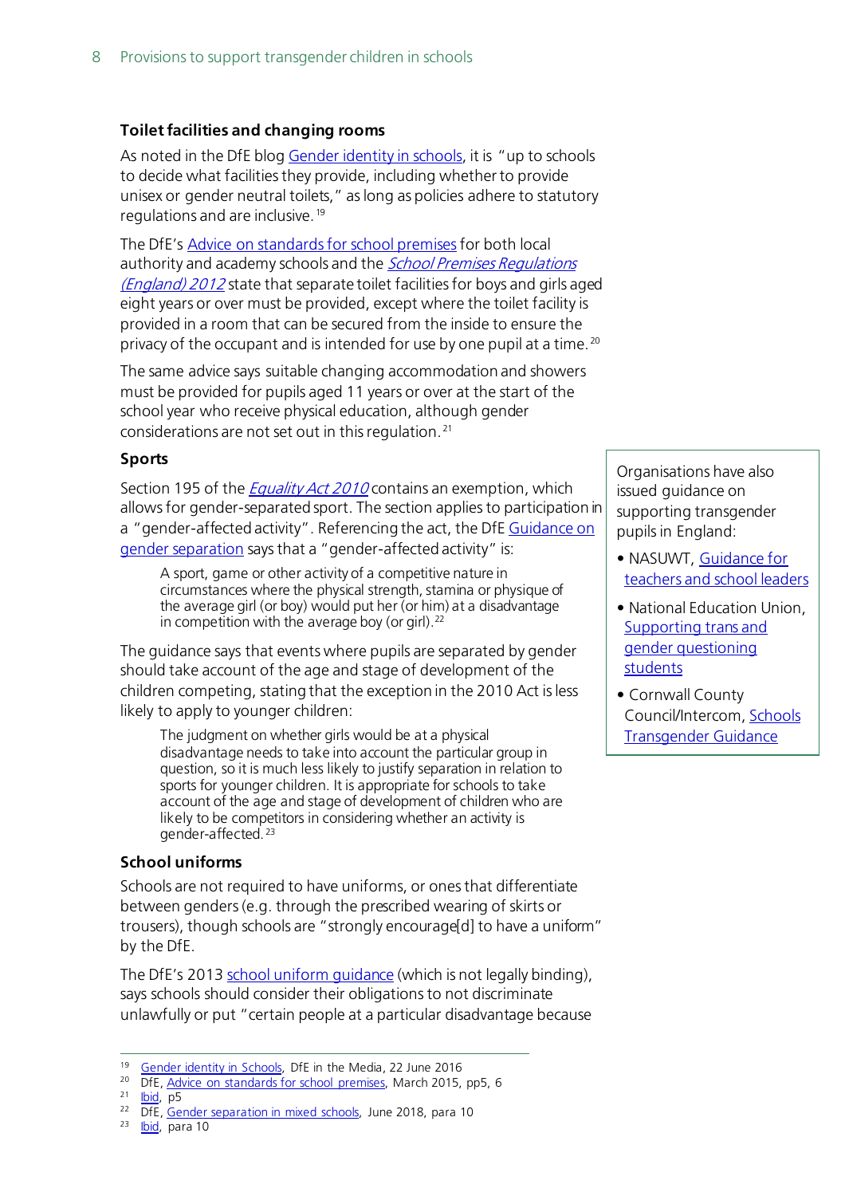### Toilet facilities and changing rooms

As noted in the DfE blog Gender identity in schools, it is "up to schools to decide what facilities they provide, including whether to provide unisex or gender neutral toilets," as long as policies adhere to statutory regulations and are inclusive.[19]

The DfE's Advice on standards for school premises for both local authority and academy schools and the *School Premises Regulations (England) 2012* state that separate toilet facilities for boys and girls aged eight years or over must be provided, except where the toilet facility is provided in a room that can be secured from the inside to ensure the privacy of the occupant and is intended for use by one pupil at a time.[20]

The same advice says suitable changing accommodation and showers must be provided for pupils aged 11 years or over at the start of the school year who receive physical education, although gender considerations are not set out in this regulation.[21]

### Sports

Section 195 of the *Equality Act 2010* contains an exemption, which allows for gender-separated sport. The section applies to participation in a "gender-affected activity". Referencing the act, the DfE Guidance on gender separation says that a "gender-affected activity" is:

> A sport, game or other activity of a competitive nature in circumstances where the physical strength, stamina or physique of the average girl (or boy) would put her (or him) at a disadvantage in competition with the average boy (or girl).[22]

The guidance says that events where pupils are separated by gender should take account of the age and stage of development of the children competing, stating that the exception in the 2010 Act is less likely to apply to younger children:

> The judgment on whether girls would be at a physical disadvantage needs to take into account the particular group in question, so it is much less likely to justify separation in relation to sports for younger children. It is appropriate for schools to take account of the age and stage of development of children who are likely to be competitors in considering whether an activity is gender-affected.[23]

Organisations have also issued guidance on supporting transgender pupils in England:

- NASUWT, Guidance for teachers and school leaders
- National Education Union, Supporting trans and gender questioning students
- Cornwall County Council/Intercom, Schools Transgender Guidance

### School uniforms

Schools are not required to have uniforms, or ones that differentiate between genders (e.g. through the prescribed wearing of skirts or trousers), though schools are "strongly encourage[d] to have a uniform" by the DfE.

The DfE's 2013 school uniform guidance (which is not legally binding), says schools should consider their obligations to not discriminate unlawfully or put "certain people at a particular disadvantage because

---

19 Gender identity in Schools, DfE in the Media, 22 June 2016

20 DfE, Advice on standards for school premises, March 2015, pp5, 6

21 Ibid, p5

22 DfE, Gender separation in mixed schools, June 2018, para 10

23 Ibid, para 10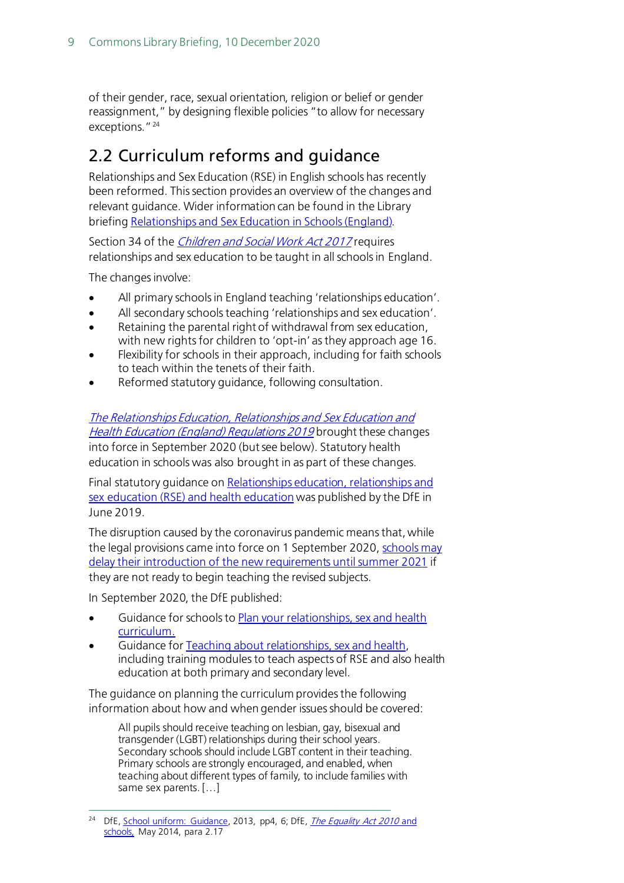of their gender, race, sexual orientation, religion or belief or gender reassignment," by designing flexible policies "to allow for necessary exceptions."[24]

## 2.2 Curriculum reforms and guidance

Relationships and Sex Education (RSE) in English schools has recently been reformed. This section provides an overview of the changes and relevant guidance. Wider information can be found in the Library briefing Relationships and Sex Education in Schools (England).

Section 34 of the *Children and Social Work Act 2017* requires relationships and sex education to be taught in all schools in England.

The changes involve:

- All primary schools in England teaching 'relationships education'.
- All secondary schools teaching 'relationships and sex education'.
- Retaining the parental right of withdrawal from sex education, with new rights for children to 'opt-in' as they approach age 16.
- Flexibility for schools in their approach, including for faith schools to teach within the tenets of their faith.
- Reformed statutory guidance, following consultation.

*The Relationships Education, Relationships and Sex Education and Health Education (England) Regulations 2019* brought these changes into force in September 2020 (but see below). Statutory health education in schools was also brought in as part of these changes.

Final statutory guidance on Relationships education, relationships and sex education (RSE) and health education was published by the DfE in June 2019.

The disruption caused by the coronavirus pandemic means that, while the legal provisions came into force on 1 September 2020, schools may delay their introduction of the new requirements until summer 2021 if they are not ready to begin teaching the revised subjects.

In September 2020, the DfE published:

- Guidance for schools to Plan your relationships, sex and health curriculum.
- Guidance for Teaching about relationships, sex and health, including training modules to teach aspects of RSE and also health education at both primary and secondary level.

The guidance on planning the curriculum provides the following information about how and when gender issues should be covered:

> All pupils should receive teaching on lesbian, gay, bisexual and transgender (LGBT) relationships during their school years. Secondary schools should include LGBT content in their teaching. Primary schools are strongly encouraged, and enabled, when teaching about different types of family, to include families with same sex parents. […]

---

[24] DfE, School uniform: Guidance, 2013, pp4, 6; DfE, *The Equality Act 2010* and schools, May 2014, para 2.17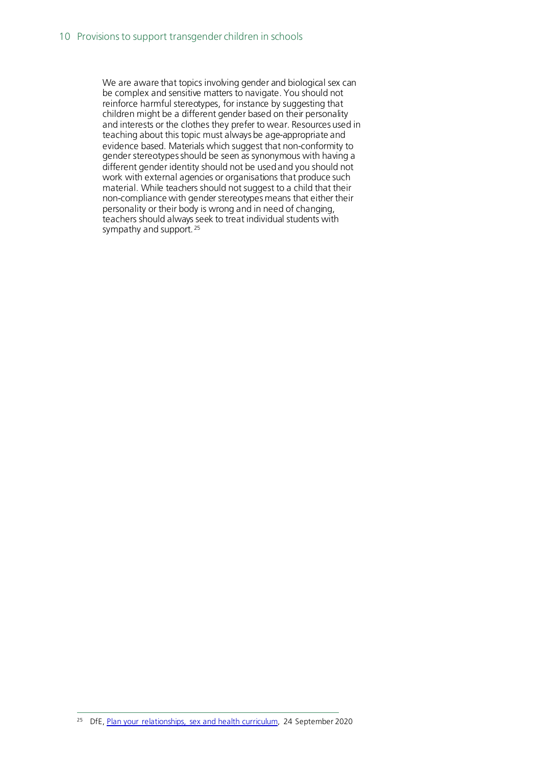> We are aware that topics involving gender and biological sex can be complex and sensitive matters to navigate. You should not reinforce harmful stereotypes, for instance by suggesting that children might be a different gender based on their personality and interests or the clothes they prefer to wear. Resources used in teaching about this topic must always be age-appropriate and evidence based. Materials which suggest that non-conformity to gender stereotypes should be seen as synonymous with having a different gender identity should not be used and you should not work with external agencies or organisations that produce such material. While teachers should not suggest to a child that their non-compliance with gender stereotypes means that either their personality or their body is wrong and in need of changing, teachers should always seek to treat individual students with sympathy and support.[25]

[25] DfE, Plan your relationships, sex and health curriculum, 24 September 2020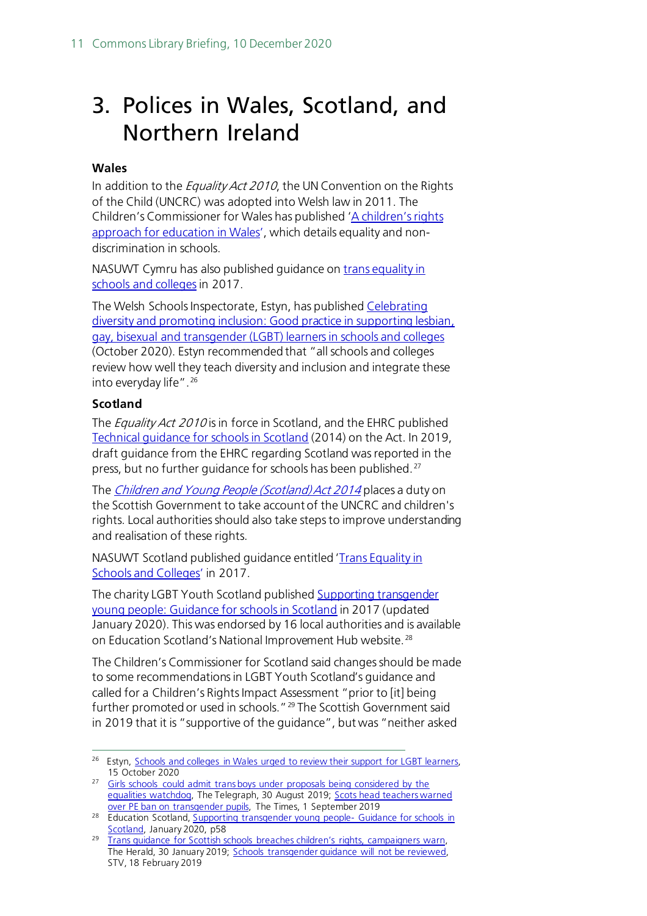# 3. Polices in Wales, Scotland, and Northern Ireland

### Wales

In addition to the *Equality Act 2010*, the UN Convention on the Rights of the Child (UNCRC) was adopted into Welsh law in 2011. The Children's Commissioner for Wales has published 'A children's rights approach for education in Wales', which details equality and non-discrimination in schools.

NASUWT Cymru has also published guidance on trans equality in schools and colleges in 2017.

The Welsh Schools Inspectorate, Estyn, has published Celebrating diversity and promoting inclusion: Good practice in supporting lesbian, gay, bisexual and transgender (LGBT) learners in schools and colleges (October 2020). Estyn recommended that "all schools and colleges review how well they teach diversity and inclusion and integrate these into everyday life".[26]

### Scotland

The *Equality Act 2010* is in force in Scotland, and the EHRC published Technical guidance for schools in Scotland (2014) on the Act. In 2019, draft guidance from the EHRC regarding Scotland was reported in the press, but no further guidance for schools has been published.[27]

The *Children and Young People (Scotland) Act 2014* places a duty on the Scottish Government to take account of the UNCRC and children's rights. Local authorities should also take steps to improve understanding and realisation of these rights.

NASUWT Scotland published guidance entitled 'Trans Equality in Schools and Colleges' in 2017.

The charity LGBT Youth Scotland published Supporting transgender young people: Guidance for schools in Scotland in 2017 (updated January 2020). This was endorsed by 16 local authorities and is available on Education Scotland's National Improvement Hub website.[28]

The Children's Commissioner for Scotland said changes should be made to some recommendations in LGBT Youth Scotland's guidance and called for a Children's Rights Impact Assessment "prior to [it] being further promoted or used in schools."[29] The Scottish Government said in 2019 that it is "supportive of the guidance", but was "neither asked

---

[26] Estyn, Schools and colleges in Wales urged to review their support for LGBT learners, 15 October 2020

[27] Girls schools could admit trans boys under proposals being considered by the equalities watchdog, The Telegraph, 30 August 2019; Scots head teachers warned over PE ban on transgender pupils, The Times, 1 September 2019

[28] Education Scotland, Supporting transgender young people- Guidance for schools in Scotland, January 2020, p58

[29] Trans guidance for Scottish schools breaches children's rights, campaigners warn, The Herald, 30 January 2019; Schools transgender guidance will not be reviewed, STV, 18 February 2019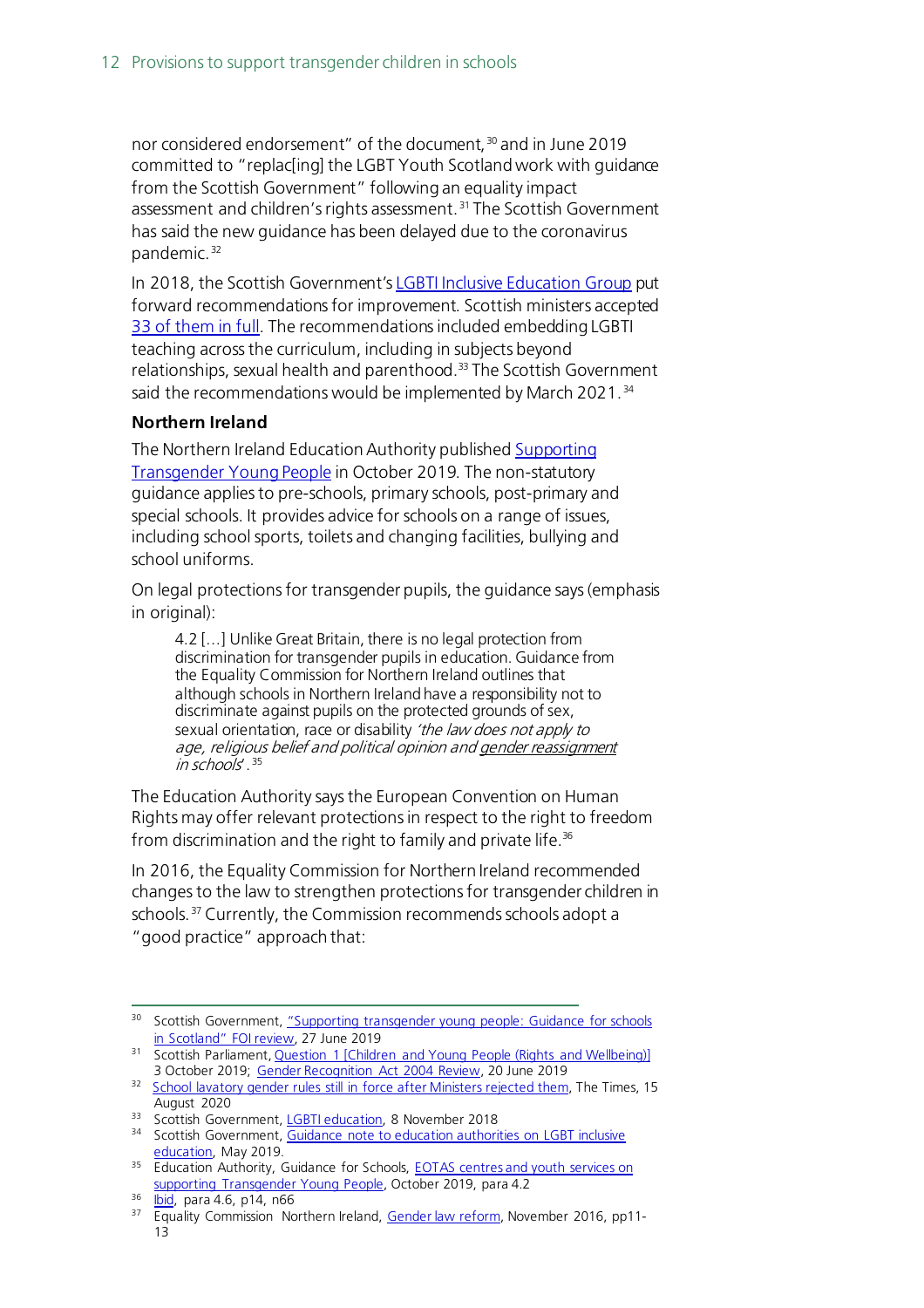nor considered endorsement" of the document,[30] and in June 2019 committed to "replac[ing] the LGBT Youth Scotland work with guidance from the Scottish Government" following an equality impact assessment and children's rights assessment.[31] The Scottish Government has said the new guidance has been delayed due to the coronavirus pandemic.[32]

In 2018, the Scottish Government's LGBTI Inclusive Education Group put forward recommendations for improvement. Scottish ministers accepted 33 of them in full. The recommendations included embedding LGBTI teaching across the curriculum, including in subjects beyond relationships, sexual health and parenthood.[33] The Scottish Government said the recommendations would be implemented by March 2021.[34]

**Northern Ireland**

The Northern Ireland Education Authority published Supporting Transgender Young People in October 2019. The non-statutory guidance applies to pre-schools, primary schools, post-primary and special schools. It provides advice for schools on a range of issues, including school sports, toilets and changing facilities, bullying and school uniforms.

On legal protections for transgender pupils, the guidance says (emphasis in original):

> 4.2 [...] Unlike Great Britain, there is no legal protection from discrimination for transgender pupils in education. Guidance from the Equality Commission for Northern Ireland outlines that although schools in Northern Ireland have a responsibility not to discriminate against pupils on the protected grounds of sex, sexual orientation, race or disability *'the law does not apply to age, religious belief and political opinion and gender reassignment in schools'*.[35]

The Education Authority says the European Convention on Human Rights may offer relevant protections in respect to the right to freedom from discrimination and the right to family and private life.[36]

In 2016, the Equality Commission for Northern Ireland recommended changes to the law to strengthen protections for transgender children in schools.[37] Currently, the Commission recommends schools adopt a "good practice" approach that:

---

[30] Scottish Government, "Supporting transgender young people: Guidance for schools in Scotland" FOI review, 27 June 2019

[31] Scottish Parliament, Question 1 [Children and Young People (Rights and Wellbeing)] 3 October 2019; Gender Recognition Act 2004 Review, 20 June 2019

[32] School lavatory gender rules still in force after Ministers rejected them, The Times, 15 August 2020

[33] Scottish Government, LGBTI education, 8 November 2018

[34] Scottish Government, Guidance note to education authorities on LGBT inclusive education, May 2019.

[35] Education Authority, Guidance for Schools, EOTAS centres and youth services on supporting Transgender Young People, October 2019, para 4.2

[36] Ibid, para 4.6, p14, n66

[37] Equality Commission Northern Ireland, Gender law reform, November 2016, pp11-13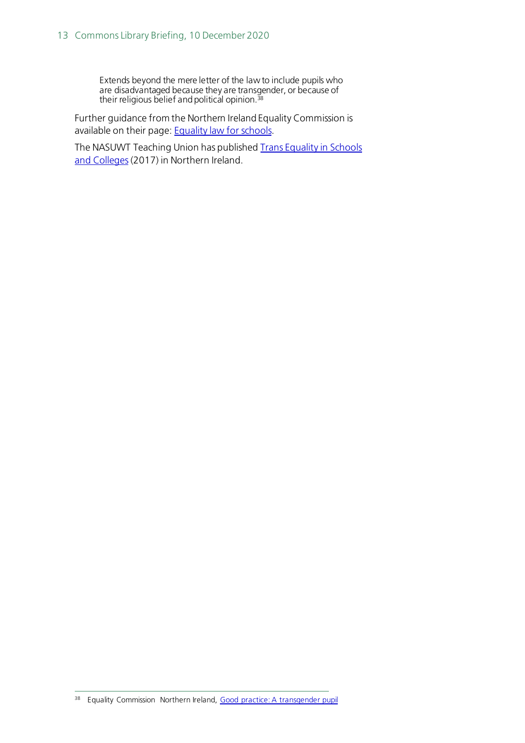> Extends beyond the mere letter of the law to include pupils who are disadvantaged because they are transgender, or because of their religious belief and political opinion.[38]

Further guidance from the Northern Ireland Equality Commission is available on their page: [Equality law for schools](#).

The NASUWT Teaching Union has published [Trans Equality in Schools and Colleges](#) (2017) in Northern Ireland.

---

[38] Equality Commission Northern Ireland, [Good practice: A transgender pupil](#)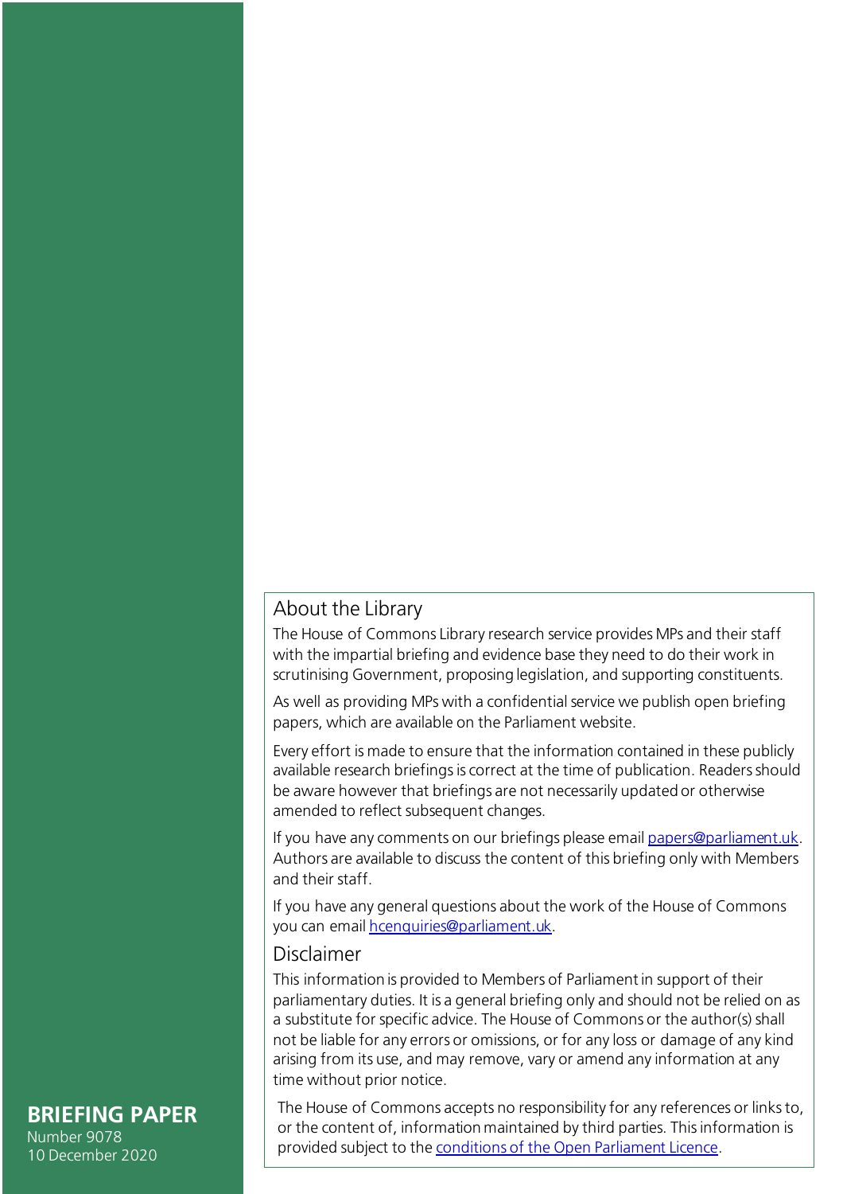## About the Library

The House of Commons Library research service provides MPs and their staff with the impartial briefing and evidence base they need to do their work in scrutinising Government, proposing legislation, and supporting constituents.

As well as providing MPs with a confidential service we publish open briefing papers, which are available on the Parliament website.

Every effort is made to ensure that the information contained in these publicly available research briefings is correct at the time of publication. Readers should be aware however that briefings are not necessarily updated or otherwise amended to reflect subsequent changes.

If you have any comments on our briefings please email papers@parliament.uk. Authors are available to discuss the content of this briefing only with Members and their staff.

If you have any general questions about the work of the House of Commons you can email hcenquiries@parliament.uk.

## Disclaimer

This information is provided to Members of Parliament in support of their parliamentary duties. It is a general briefing only and should not be relied on as a substitute for specific advice. The House of Commons or the author(s) shall not be liable for any errors or omissions, or for any loss or damage of any kind arising from its use, and may remove, vary or amend any information at any time without prior notice.

The House of Commons accepts no responsibility for any references or links to, or the content of, information maintained by third parties. This information is provided subject to the conditions of the Open Parliament Licence.

**BRIEFING PAPER**
Number 9078
10 December 2020